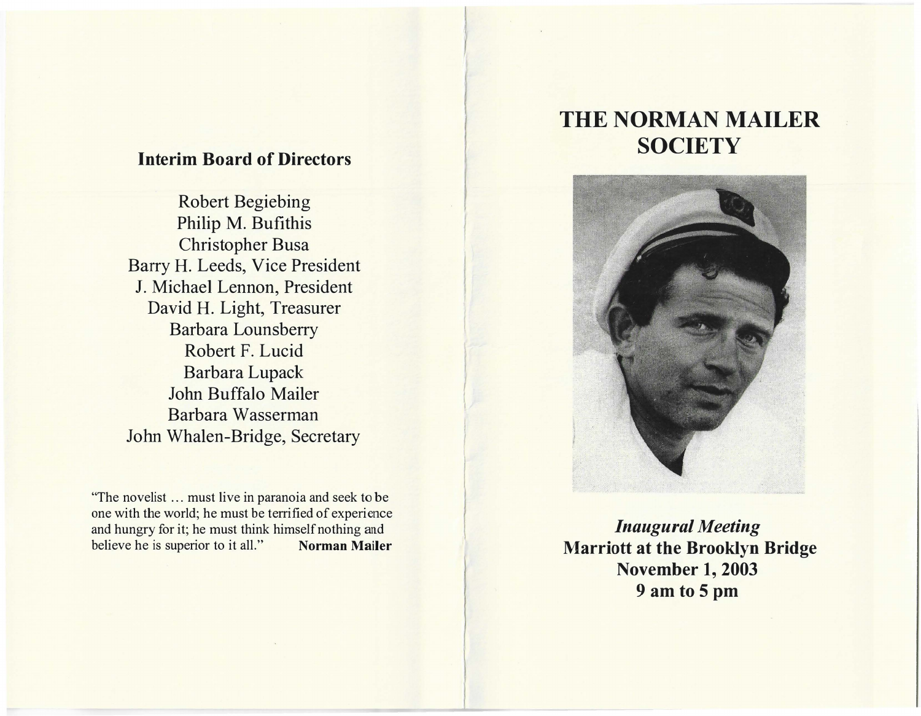## Interim Board of Directors

Robert Begiebing
Philip M. Bufithis
Christopher Busa
Barry H. Leeds, Vice President
J. Michael Lennon, President
David H. Light, Treasurer
Barbara Lounsberry
Robert F. Lucid
Barbara Lupack
John Buffalo Mailer
Barbara Wasserman
John Whalen-Bridge, Secretary

"The novelist … must live in paranoia and seek to be one with the world; he must be terrified of experience and hungry for it; he must think himself nothing and believe he is superior to it all." **Norman Mailer**

# THE NORMAN MAILER SOCIETY

***Inaugural Meeting***

**Marriott at the Brooklyn Bridge**
**November 1, 2003**
**9 am to 5 pm**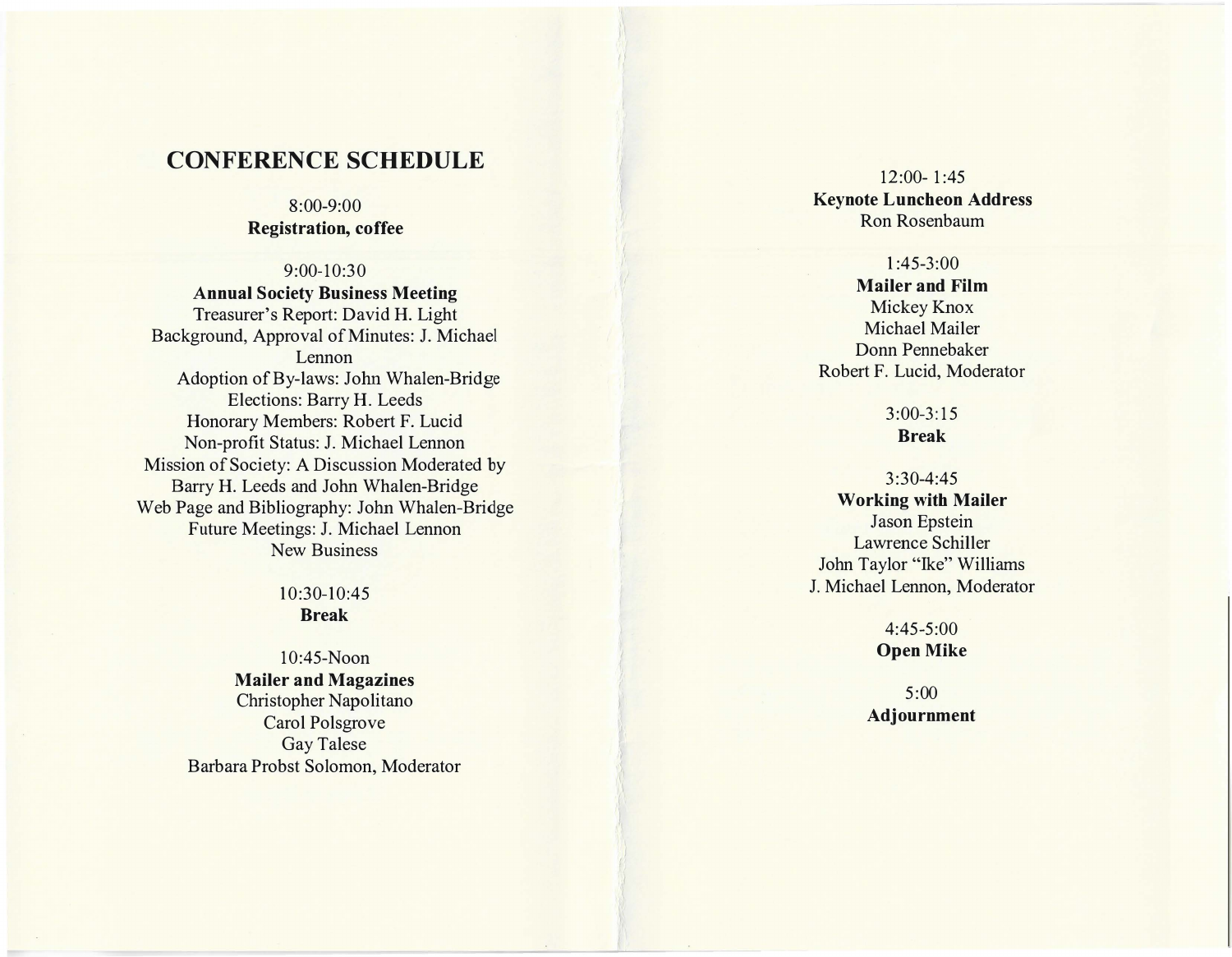## CONFERENCE SCHEDULE

8:00-9:00
**Registration, coffee**

9:00-10:30
**Annual Society Business Meeting**
Treasurer's Report: David H. Light
Background, Approval of Minutes: J. Michael Lennon
Adoption of By-laws: John Whalen-Bridge
Elections: Barry H. Leeds
Honorary Members: Robert F. Lucid
Non-profit Status: J. Michael Lennon
Mission of Society: A Discussion Moderated by Barry H. Leeds and John Whalen-Bridge
Web Page and Bibliography: John Whalen-Bridge
Future Meetings: J. Michael Lennon
New Business

10:30-10:45
**Break**

10:45-Noon
**Mailer and Magazines**
Christopher Napolitano
Carol Polsgrove
Gay Talese
Barbara Probst Solomon, Moderator

12:00- 1:45
**Keynote Luncheon Address**
Ron Rosenbaum

1:45-3:00
**Mailer and Film**
Mickey Knox
Michael Mailer
Donn Pennebaker
Robert F. Lucid, Moderator

3:00-3:15
**Break**

3:30-4:45
**Working with Mailer**
Jason Epstein
Lawrence Schiller
John Taylor "Ike" Williams
J. Michael Lennon, Moderator

4:45-5:00
**Open Mike**

5:00
**Adjournment**